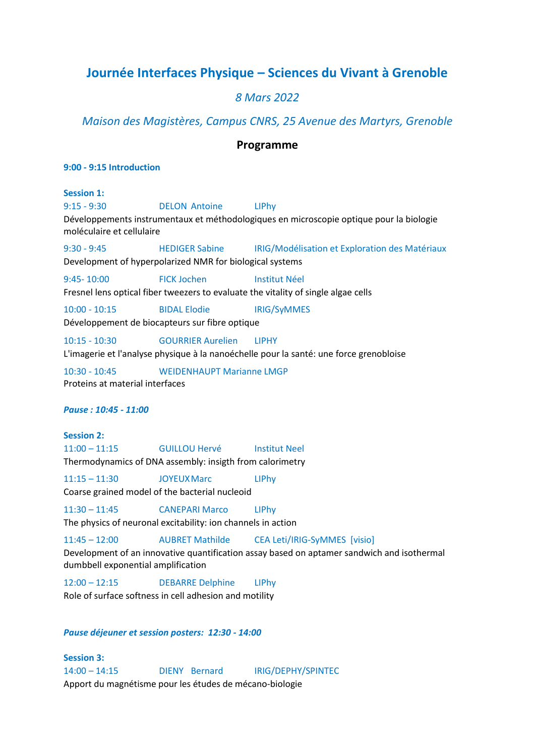# Journée Interfaces Physique – Sciences du Vivant à Grenoble

*8 Mars 2022*

*Maison des Magistères, Campus CNRS, 25 Avenue des Martyrs, Grenoble*

## Programme

**9:00 - 9:15 Introduction**

**Session 1:**

9:15 - 9:30 DELON Antoine LIPhy
Développements instrumentaux et méthodologiques en microscopie optique pour la biologie moléculaire et cellulaire

9:30 - 9:45 HEDIGER Sabine IRIG/Modélisation et Exploration des Matériaux
Development of hyperpolarized NMR for biological systems

9:45- 10:00 FICK Jochen Institut Néel
Fresnel lens optical fiber tweezers to evaluate the vitality of single algae cells

10:00 - 10:15 BIDAL Elodie IRIG/SyMMES
Développement de biocapteurs sur fibre optique

10:15 - 10:30 GOURRIER Aurelien LIPHY
L'imagerie et l'analyse physique à la nanoéchelle pour la santé: une force grenobloise

10:30 - 10:45 WEIDENHAUPT Marianne LMGP
Proteins at material interfaces

***Pause : 10:45 - 11:00***

**Session 2:**

11:00 – 11:15 GUILLOU Hervé Institut Neel
Thermodynamics of DNA assembly: insigth from calorimetry

11:15 – 11:30 JOYEUX Marc LIPhy
Coarse grained model of the bacterial nucleoid

11:30 – 11:45 CANEPARI Marco LIPhy
The physics of neuronal excitability: ion channels in action

11:45 – 12:00 AUBRET Mathilde CEA Leti/IRIG-SyMMES [visio]
Development of an innovative quantification assay based on aptamer sandwich and isothermal dumbbell exponential amplification

12:00 – 12:15 DEBARRE Delphine LIPhy
Role of surface softness in cell adhesion and motility

***Pause déjeuner et session posters: 12:30 - 14:00***

**Session 3:**

14:00 – 14:15 DIENY Bernard IRIG/DEPHY/SPINTEC
Apport du magnétisme pour les études de mécano-biologie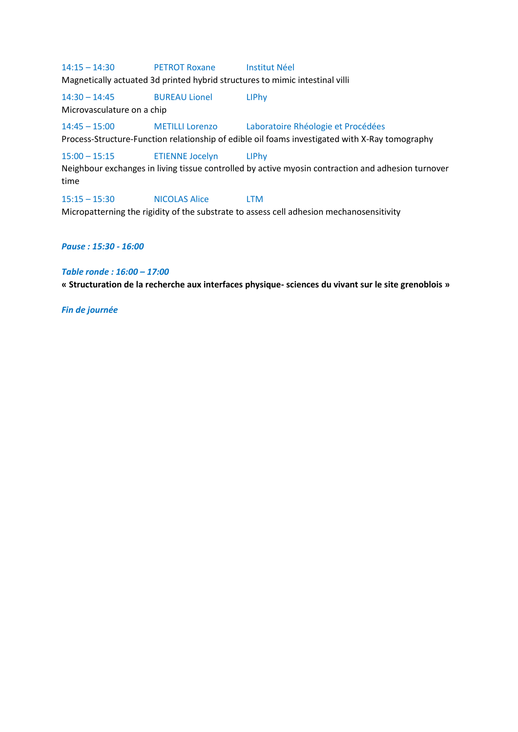14:15 – 14:30 PETROT Roxane Institut Néel

Magnetically actuated 3d printed hybrid structures to mimic intestinal villi

14:30 – 14:45 BUREAU Lionel LIPhy

Microvasculature on a chip

14:45 – 15:00 METILLI Lorenzo Laboratoire Rhéologie et Procédées

Process-Structure-Function relationship of edible oil foams investigated with X-Ray tomography

15:00 – 15:15 ETIENNE Jocelyn LIPhy

Neighbour exchanges in living tissue controlled by active myosin contraction and adhesion turnover time

15:15 – 15:30 NICOLAS Alice LTM

Micropatterning the rigidity of the substrate to assess cell adhesion mechanosensitivity

***Pause : 15:30 - 16:00***

***Table ronde : 16:00 – 17:00***

**« Structuration de la recherche aux interfaces physique- sciences du vivant sur le site grenoblois »**

***Fin de journée***